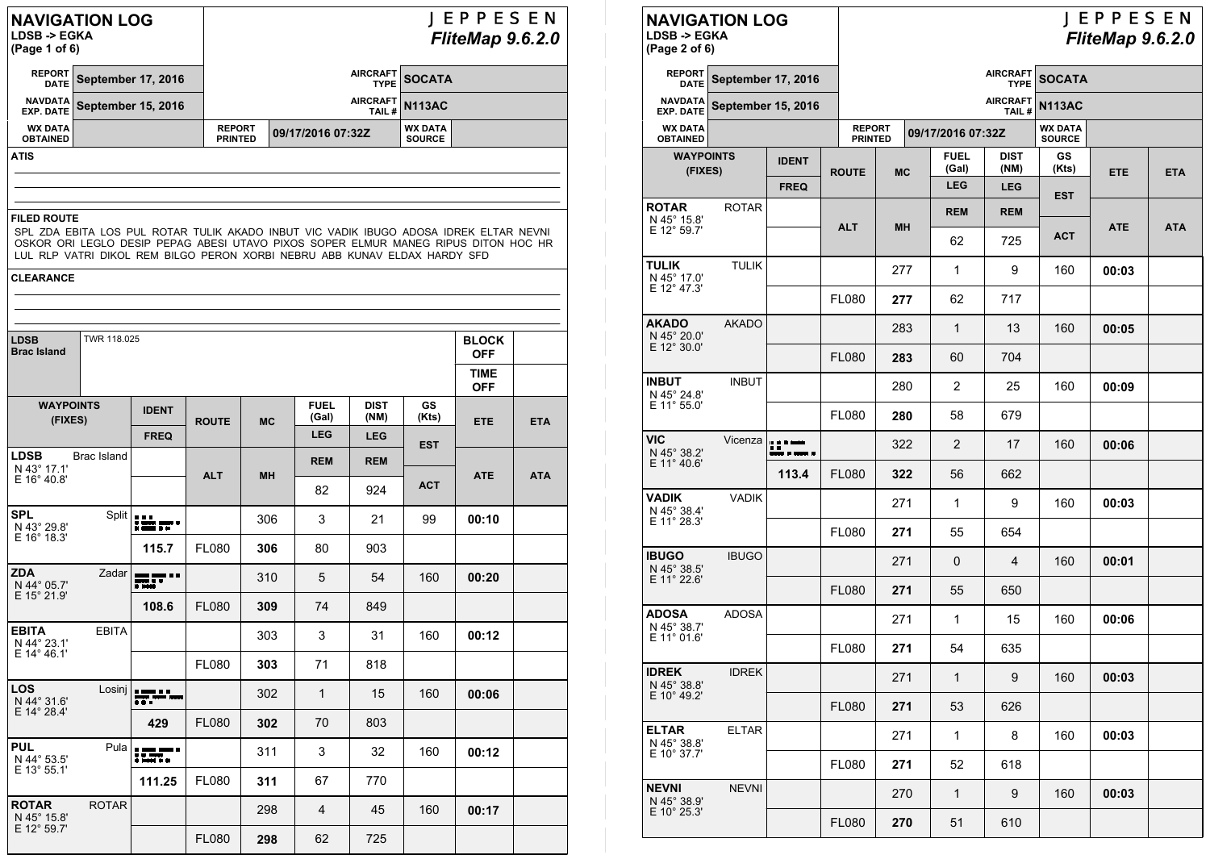# NAVIGATION LOG

**LDSB -> EGKA**
**(Page 1 of 6)**

**JEPPESEN**
***FliteMap 9.6.2.0***

| | | | | | |
|---|---|---|---|---|---|
| REPORT DATE | September 17, 2016 | | AIRCRAFT TYPE | SOCATA | |
| NAVDATA EXP. DATE | September 15, 2016 | | AIRCRAFT TAIL # | N113AC | |
| WX DATA OBTAINED | | REPORT PRINTED | 09/17/2016 07:32Z | WX DATA SOURCE | |

**ATIS**

**FILED ROUTE**

SPL ZDA EBITA LOS PUL ROTAR TULIK AKADO INBUT VIC VADIK IBUGO ADOSA IDREK ELTAR NEVNI OSKOR ORI LEGLO DESIP PEPAG ABESI UTAVO PIXOS SOPER ELMUR MANEG RIPUS DITON HOC HR LUL RLP VATRI DIKOL REM BILGO PERON XORBI NEBRU ABB KUNAV ELDAX HARDY SFD

**CLEARANCE**

| | | | |
|---|---|---|---|
| **LDSB** Brac Island | TWR 118.025 | BLOCK OFF | |
| | | TIME OFF | |

| WAYPOINTS (FIXES) | IDENT / FREQ | ROUTE / ALT | MC / MH | FUEL (Gal) LEG / REM | DIST (NM) LEG / REM | GS (Kts) EST / ACT | ETE / ATE | ETA / ATA |
|---|---|---|---|---|---|---|---|---|
| **LDSB** Brac Island N 43° 17.1' E 16° 40.8' | | | | 82 | 924 | | | |
| **SPL** Split N 43° 29.8' E 16° 18.3' | 115.7 | FL080 | 306 / **306** | 3 / 80 | 21 / 903 | 99 | **00:10** | |
| **ZDA** Zadar N 44° 05.7' E 15° 21.9' | 108.6 | FL080 | 310 / **309** | 5 / 74 | 54 / 849 | 160 | **00:20** | |
| **EBITA** EBITA N 44° 23.1' E 14° 46.1' | | FL080 | 303 / **303** | 3 / 71 | 31 / 818 | 160 | **00:12** | |
| **LOS** Losinj N 44° 31.6' E 14° 28.4' | 429 | FL080 | 302 / **302** | 1 / 70 | 15 / 803 | 160 | **00:06** | |
| **PUL** Pula N 44° 53.5' E 13° 55.1' | 111.25 | FL080 | 311 / **311** | 3 / 67 | 32 / 770 | 160 | **00:12** | |
| **ROTAR** ROTAR N 45° 15.8' E 12° 59.7' | | FL080 | 298 / **298** | 4 / 62 | 45 / 725 | 160 | **00:17** | |

# NAVIGATION LOG

**LDSB -> EGKA**
**(Page 2 of 6)**

**JEPPESEN**
***FliteMap 9.6.2.0***

| | | | | | |
|---|---|---|---|---|---|
| REPORT DATE | September 17, 2016 | | AIRCRAFT TYPE | SOCATA | |
| NAVDATA EXP. DATE | September 15, 2016 | | AIRCRAFT TAIL # | N113AC | |
| WX DATA OBTAINED | | REPORT PRINTED | 09/17/2016 07:32Z | WX DATA SOURCE | |

| WAYPOINTS (FIXES) | IDENT / FREQ | ROUTE / ALT | MC / MH | FUEL (Gal) LEG / REM | DIST (NM) LEG / REM | GS (Kts) EST / ACT | ETE / ATE | ETA / ATA |
|---|---|---|---|---|---|---|---|---|
| **ROTAR** ROTAR N 45° 15.8' E 12° 59.7' | | | | 62 | 725 | | | |
| **TULIK** TULIK N 45° 17.0' E 12° 47.3' | | FL080 | 277 / **277** | 1 / 62 | 9 / 717 | 160 | **00:03** | |
| **AKADO** AKADO N 45° 20.0' E 12° 30.0' | | FL080 | 283 / **283** | 1 / 60 | 13 / 704 | 160 | **00:05** | |
| **INBUT** INBUT N 45° 24.8' E 11° 55.0' | | FL080 | 280 / **280** | 2 / 58 | 25 / 679 | 160 | **00:09** | |
| **VIC** Vicenza N 45° 38.2' E 11° 40.6' | 113.4 | FL080 | 322 / **322** | 2 / 56 | 17 / 662 | 160 | **00:06** | |
| **VADIK** VADIK N 45° 38.4' E 11° 28.3' | | FL080 | 271 / **271** | 1 / 55 | 9 / 654 | 160 | **00:03** | |
| **IBUGO** IBUGO N 45° 38.5' E 11° 22.6' | | FL080 | 271 / **271** | 0 / 55 | 4 / 650 | 160 | **00:01** | |
| **ADOSA** ADOSA N 45° 38.7' E 11° 01.6' | | FL080 | 271 / **271** | 1 / 54 | 15 / 635 | 160 | **00:06** | |
| **IDREK** IDREK N 45° 38.8' E 10° 49.2' | | FL080 | 271 / **271** | 1 / 53 | 9 / 626 | 160 | **00:03** | |
| **ELTAR** ELTAR N 45° 38.8' E 10° 37.7' | | FL080 | 271 / **271** | 1 / 52 | 8 / 618 | 160 | **00:03** | |
| **NEVNI** NEVNI N 45° 38.9' E 10° 25.3' | | FL080 | 270 / **270** | 1 / 51 | 9 / 610 | 160 | **00:03** | |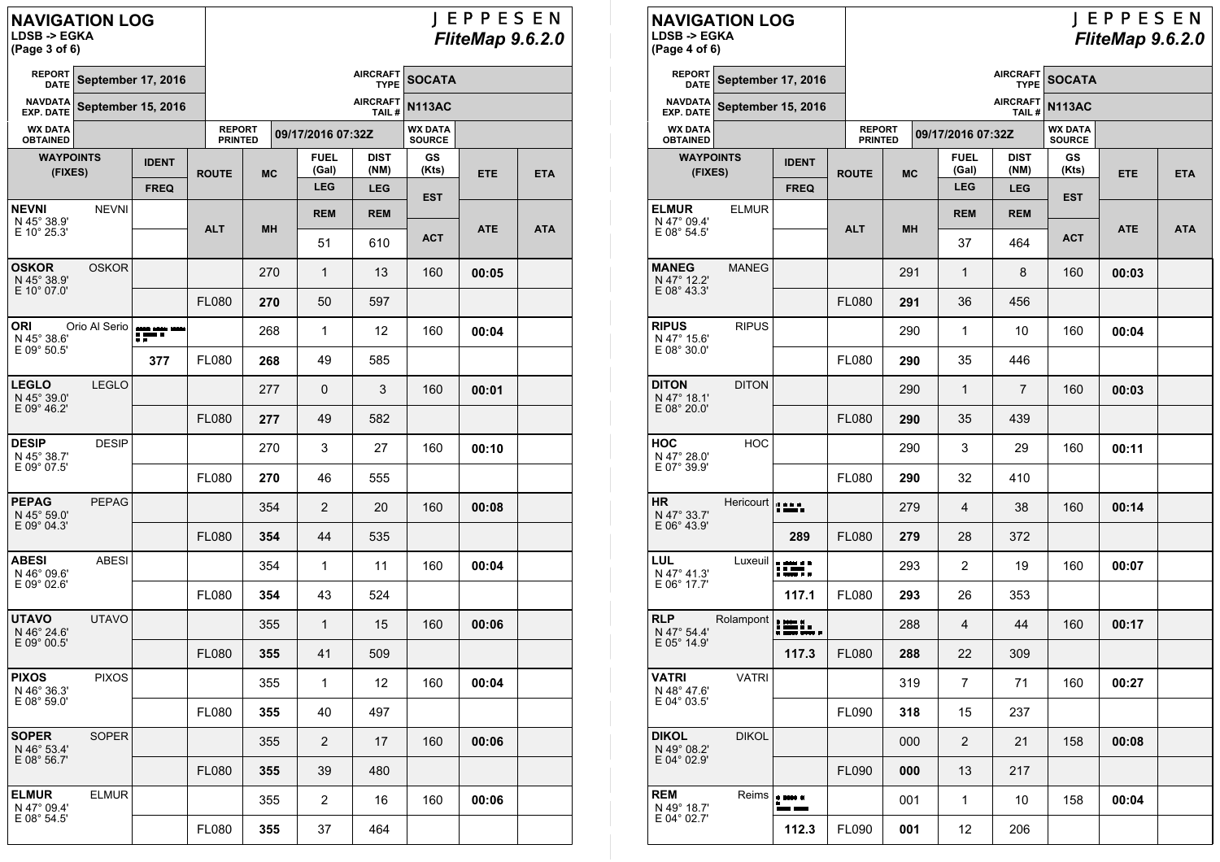# NAVIGATION LOG

**LDSB -> EGKA**
**(Page 3 of 6)**

JEPPESEN *FliteMap 9.6.2.0*

| | | | |
|---|---|---|---|
| REPORT DATE | September 17, 2016 | AIRCRAFT TYPE | SOCATA |
| NAVDATA EXP. DATE | September 15, 2016 | AIRCRAFT TAIL # | N113AC |
| WX DATA OBTAINED | | REPORT PRINTED | 09/17/2016 07:32Z |
| WX DATA SOURCE | | | |

| WAYPOINTS (FIXES) | IDENT / FREQ | ROUTE / ALT | MC / MH | FUEL (Gal) LEG / REM | DIST (NM) LEG / REM | GS (Kts) EST / ACT | ETE / ATE | ETA / ATA |
|---|---|---|---|---|---|---|---|---|
| NEVNI (NEVNI) N 45° 38.9' E 10° 25.3' | | | | 51 | 610 | | | |
| OSKOR (OSKOR) N 45° 38.9' E 10° 07.0' | | FL080 | 270 / **270** | 1 / 50 | 13 / 597 | 160 | **00:05** | |
| ORI (Orio Al Serio) N 45° 38.6' E 09° 50.5' | 377 | FL080 | 268 / **268** | 1 / 49 | 12 / 585 | 160 | **00:04** | |
| LEGLO (LEGLO) N 45° 39.0' E 09° 46.2' | | FL080 | 277 / **277** | 0 / 49 | 3 / 582 | 160 | **00:01** | |
| DESIP (DESIP) N 45° 38.7' E 09° 07.5' | | FL080 | 270 / **270** | 3 / 46 | 27 / 555 | 160 | **00:10** | |
| PEPAG (PEPAG) N 45° 59.0' E 09° 04.3' | | FL080 | 354 / **354** | 2 / 44 | 20 / 535 | 160 | **00:08** | |
| ABESI (ABESI) N 46° 09.6' E 09° 02.6' | | FL080 | 354 / **354** | 1 / 43 | 11 / 524 | 160 | **00:04** | |
| UTAVO (UTAVO) N 46° 24.6' E 09° 00.5' | | FL080 | 355 / **355** | 1 / 41 | 15 / 509 | 160 | **00:06** | |
| PIXOS (PIXOS) N 46° 36.3' E 08° 59.0' | | FL080 | 355 / **355** | 1 / 40 | 12 / 497 | 160 | **00:04** | |
| SOPER (SOPER) N 46° 53.4' E 08° 56.7' | | FL080 | 355 / **355** | 2 / 39 | 17 / 480 | 160 | **00:06** | |
| ELMUR (ELMUR) N 47° 09.4' E 08° 54.5' | | FL080 | 355 / **355** | 2 / 37 | 16 / 464 | 160 | **00:06** | |

# NAVIGATION LOG

**LDSB -> EGKA**
**(Page 4 of 6)**

JEPPESEN *FliteMap 9.6.2.0*

| | | | |
|---|---|---|---|
| REPORT DATE | September 17, 2016 | AIRCRAFT TYPE | SOCATA |
| NAVDATA EXP. DATE | September 15, 2016 | AIRCRAFT TAIL # | N113AC |
| WX DATA OBTAINED | | REPORT PRINTED | 09/17/2016 07:32Z |
| WX DATA SOURCE | | | |

| WAYPOINTS (FIXES) | IDENT / FREQ | ROUTE / ALT | MC / MH | FUEL (Gal) LEG / REM | DIST (NM) LEG / REM | GS (Kts) EST / ACT | ETE / ATE | ETA / ATA |
|---|---|---|---|---|---|---|---|---|
| ELMUR (ELMUR) N 47° 09.4' E 08° 54.5' | | | | 37 | 464 | | | |
| MANEG (MANEG) N 47° 12.2' E 08° 43.3' | | FL080 | 291 / **291** | 1 / 36 | 8 / 456 | 160 | **00:03** | |
| RIPUS (RIPUS) N 47° 15.6' E 08° 30.0' | | FL080 | 290 / **290** | 1 / 35 | 10 / 446 | 160 | **00:04** | |
| DITON (DITON) N 47° 18.1' E 08° 20.0' | | FL080 | 290 / **290** | 1 / 35 | 7 / 439 | 160 | **00:03** | |
| HOC (HOC) N 47° 28.0' E 07° 39.9' | | FL080 | 290 / **290** | 3 / 32 | 29 / 410 | 160 | **00:11** | |
| HR (Hericourt) N 47° 33.7' E 06° 43.9' | 289 | FL080 | 279 / **279** | 4 / 28 | 38 / 372 | 160 | **00:14** | |
| LUL (Luxeuil) N 47° 41.3' E 06° 17.7' | 117.1 | FL080 | 293 / **293** | 2 / 26 | 19 / 353 | 160 | **00:07** | |
| RLP (Rolampont) N 47° 54.4' E 05° 14.9' | 117.3 | FL080 | 288 / **288** | 4 / 22 | 44 / 309 | 160 | **00:17** | |
| VATRI (VATRI) N 48° 47.6' E 04° 03.5' | | FL090 | 319 / **318** | 7 / 15 | 71 / 237 | 160 | **00:27** | |
| DIKOL (DIKOL) N 49° 08.2' E 04° 02.9' | | FL090 | 000 / **000** | 2 / 13 | 21 / 217 | 158 | **00:08** | |
| REM (Reims) N 49° 18.7' E 04° 02.7' | 112.3 | FL090 | 001 / **001** | 1 / 12 | 10 / 206 | 158 | **00:04** | |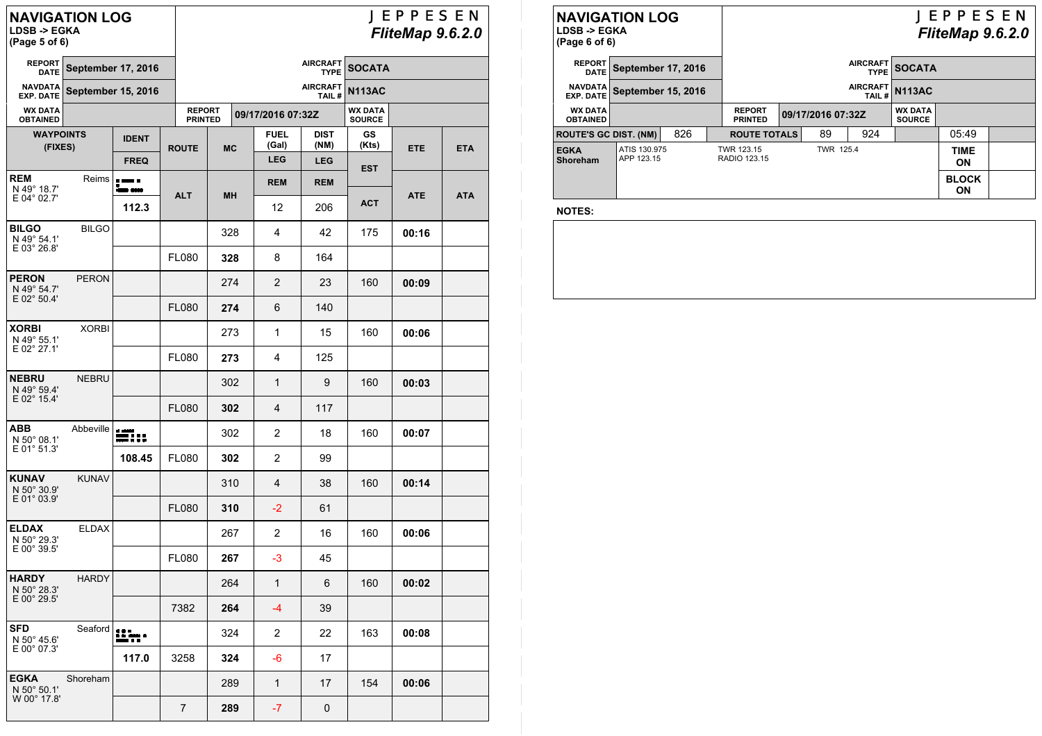# NAVIGATION LOG

LDSB -> EGKA
(Page 5 of 6)

JEPPESEN *FliteMap 9.6.2.0*

| | | | |
|---|---|---|---|
| REPORT DATE | September 17, 2016 | AIRCRAFT TYPE | SOCATA |
| NAVDATA EXP. DATE | September 15, 2016 | AIRCRAFT TAIL # | N113AC |
| WX DATA OBTAINED | | REPORT PRINTED | 09/17/2016 07:32Z |
| WX DATA SOURCE | | | |

| WAYPOINTS (FIXES) | IDENT / FREQ | ROUTE / ALT | MC / MH | FUEL (Gal) LEG / REM | DIST (NM) LEG / REM | GS (Kts) EST / ACT | ETE / ATE | ETA / ATA |
|---|---|---|---|---|---|---|---|---|
| REM Reims N 49° 18.7' E 04° 02.7' | | | | | | | | |
| | 112.3 | | | 12 | 206 | | | |
| BILGO BILGO N 49° 54.1' E 03° 26.8' | | | 328 | 4 | 42 | 175 | 00:16 | |
| | | FL080 | **328** | 8 | 164 | | | |
| PERON PERON N 49° 54.7' E 02° 50.4' | | | 274 | 2 | 23 | 160 | 00:09 | |
| | | FL080 | **274** | 6 | 140 | | | |
| XORBI XORBI N 49° 55.1' E 02° 27.1' | | | 273 | 1 | 15 | 160 | 00:06 | |
| | | FL080 | **273** | 4 | 125 | | | |
| NEBRU NEBRU N 49° 59.4' E 02° 15.4' | | | 302 | 1 | 9 | 160 | 00:03 | |
| | | FL080 | **302** | 4 | 117 | | | |
| ABB Abbeville N 50° 08.1' E 01° 51.3' | | | 302 | 2 | 18 | 160 | 00:07 | |
| | 108.45 | FL080 | **302** | 2 | 99 | | | |
| KUNAV KUNAV N 50° 30.9' E 01° 03.9' | | | 310 | 4 | 38 | 160 | 00:14 | |
| | | FL080 | **310** | -2 | 61 | | | |
| ELDAX ELDAX N 50° 29.3' E 00° 39.5' | | | 267 | 2 | 16 | 160 | 00:06 | |
| | | FL080 | **267** | -3 | 45 | | | |
| HARDY HARDY N 50° 28.3' E 00° 29.5' | | | 264 | 1 | 6 | 160 | 00:02 | |
| | | 7382 | **264** | -4 | 39 | | | |
| SFD Seaford N 50° 45.6' E 00° 07.3' | | | 324 | 2 | 22 | 163 | 00:08 | |
| | 117.0 | 3258 | **324** | -6 | 17 | | | |
| EGKA Shoreham N 50° 50.1' W 00° 17.8' | | | 289 | 1 | 17 | 154 | 00:06 | |
| | | 7 | **289** | -7 | 0 | | | |

# NAVIGATION LOG

LDSB -> EGKA
(Page 6 of 6)

JEPPESEN *FliteMap 9.6.2.0*

| | | | |
|---|---|---|---|
| REPORT DATE | September 17, 2016 | AIRCRAFT TYPE | SOCATA |
| NAVDATA EXP. DATE | September 15, 2016 | AIRCRAFT TAIL # | N113AC |
| WX DATA OBTAINED | | REPORT PRINTED | 09/17/2016 07:32Z |
| WX DATA SOURCE | | | |

| ROUTE'S GC DIST. (NM) | 826 | ROUTE TOTALS | 89 | 924 | | 05:49 | |
|---|---|---|---|---|---|---|---|

| | | | | | |
|---|---|---|---|---|---|
| EGKA Shoreham | ATIS 130.975, APP 123.15 | TWR 123.15, RADIO 123.15 | TWR 125.4 | TIME ON | |
| | | | | BLOCK ON | |

**NOTES:**